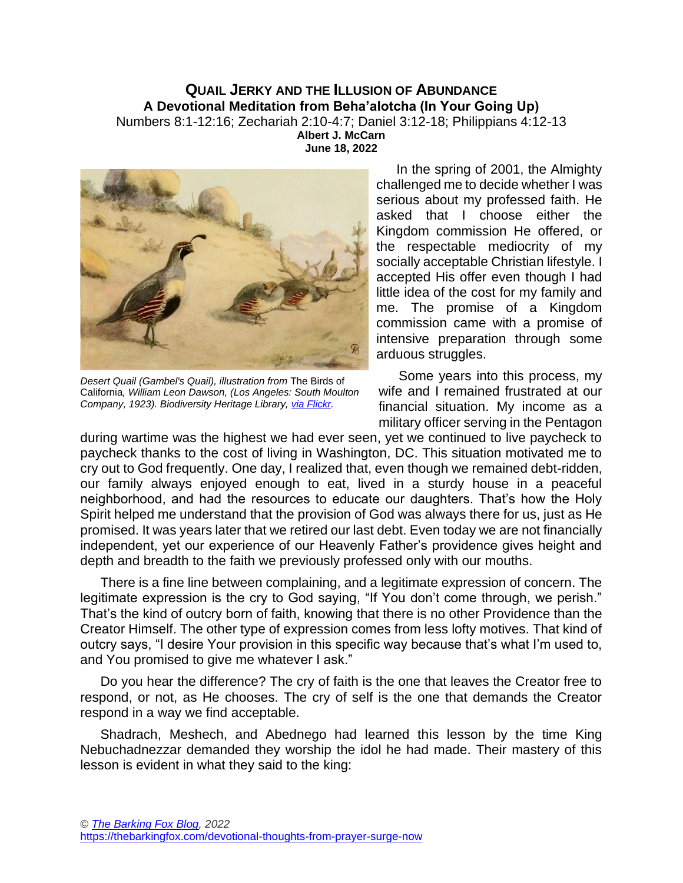# QUAIL JERKY AND THE ILLUSION OF ABUNDANCE

## A Devotional Meditation from Beha'alotcha (In Your Going Up)

Numbers 8:1-12:16; Zechariah 2:10-4:7; Daniel 3:12-18; Philippians 4:12-13

**Albert J. McCarn**

**June 18, 2022**

*Desert Quail (Gambel's Quail), illustration from* The Birds of California*, William Leon Dawson, (Los Angeles: South Moulton Company, 1923). Biodiversity Heritage Library, [via Flickr](via Flickr).*

In the spring of 2001, the Almighty challenged me to decide whether I was serious about my professed faith. He asked that I choose either the Kingdom commission He offered, or the respectable mediocrity of my socially acceptable Christian lifestyle. I accepted His offer even though I had little idea of the cost for my family and me. The promise of a Kingdom commission came with a promise of intensive preparation through some arduous struggles.

Some years into this process, my wife and I remained frustrated at our financial situation. My income as a military officer serving in the Pentagon during wartime was the highest we had ever seen, yet we continued to live paycheck to paycheck thanks to the cost of living in Washington, DC. This situation motivated me to cry out to God frequently. One day, I realized that, even though we remained debt-ridden, our family always enjoyed enough to eat, lived in a sturdy house in a peaceful neighborhood, and had the resources to educate our daughters. That's how the Holy Spirit helped me understand that the provision of God was always there for us, just as He promised. It was years later that we retired our last debt. Even today we are not financially independent, yet our experience of our Heavenly Father's providence gives height and depth and breadth to the faith we previously professed only with our mouths.

There is a fine line between complaining, and a legitimate expression of concern. The legitimate expression is the cry to God saying, "If You don't come through, we perish." That's the kind of outcry born of faith, knowing that there is no other Providence than the Creator Himself. The other type of expression comes from less lofty motives. That kind of outcry says, "I desire Your provision in this specific way because that's what I'm used to, and You promised to give me whatever I ask."

Do you hear the difference? The cry of faith is the one that leaves the Creator free to respond, or not, as He chooses. The cry of self is the one that demands the Creator respond in a way we find acceptable.

Shadrach, Meshech, and Abednego had learned this lesson by the time King Nebuchadnezzar demanded they worship the idol he had made. Their mastery of this lesson is evident in what they said to the king: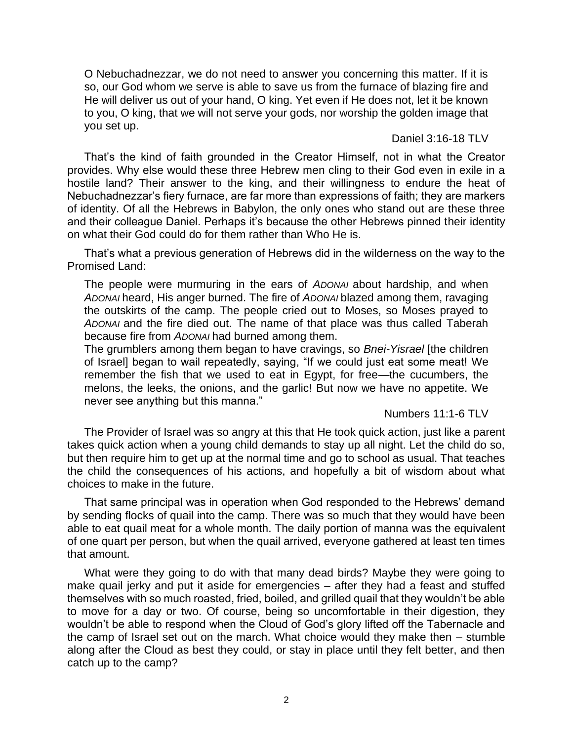> O Nebuchadnezzar, we do not need to answer you concerning this matter. If it is so, our God whom we serve is able to save us from the furnace of blazing fire and He will deliver us out of your hand, O king. Yet even if He does not, let it be known to you, O king, that we will not serve your gods, nor worship the golden image that you set up.
>
> Daniel 3:16-18 TLV

That's the kind of faith grounded in the Creator Himself, not in what the Creator provides. Why else would these three Hebrew men cling to their God even in exile in a hostile land? Their answer to the king, and their willingness to endure the heat of Nebuchadnezzar's fiery furnace, are far more than expressions of faith; they are markers of identity. Of all the Hebrews in Babylon, the only ones who stand out are these three and their colleague Daniel. Perhaps it's because the other Hebrews pinned their identity on what their God could do for them rather than Who He is.

That's what a previous generation of Hebrews did in the wilderness on the way to the Promised Land:

> The people were murmuring in the ears of *ADONAI* about hardship, and when *ADONAI* heard, His anger burned. The fire of *ADONAI* blazed among them, ravaging the outskirts of the camp. The people cried out to Moses, so Moses prayed to *ADONAI* and the fire died out. The name of that place was thus called Taberah because fire from *ADONAI* had burned among them.
>
> The grumblers among them began to have cravings, so *Bnei-Yisrael* [the children of Israel] began to wail repeatedly, saying, "If we could just eat some meat! We remember the fish that we used to eat in Egypt, for free—the cucumbers, the melons, the leeks, the onions, and the garlic! But now we have no appetite. We never see anything but this manna."
>
> Numbers 11:1-6 TLV

The Provider of Israel was so angry at this that He took quick action, just like a parent takes quick action when a young child demands to stay up all night. Let the child do so, but then require him to get up at the normal time and go to school as usual. That teaches the child the consequences of his actions, and hopefully a bit of wisdom about what choices to make in the future.

That same principal was in operation when God responded to the Hebrews' demand by sending flocks of quail into the camp. There was so much that they would have been able to eat quail meat for a whole month. The daily portion of manna was the equivalent of one quart per person, but when the quail arrived, everyone gathered at least ten times that amount.

What were they going to do with that many dead birds? Maybe they were going to make quail jerky and put it aside for emergencies – after they had a feast and stuffed themselves with so much roasted, fried, boiled, and grilled quail that they wouldn't be able to move for a day or two. Of course, being so uncomfortable in their digestion, they wouldn't be able to respond when the Cloud of God's glory lifted off the Tabernacle and the camp of Israel set out on the march. What choice would they make then – stumble along after the Cloud as best they could, or stay in place until they felt better, and then catch up to the camp?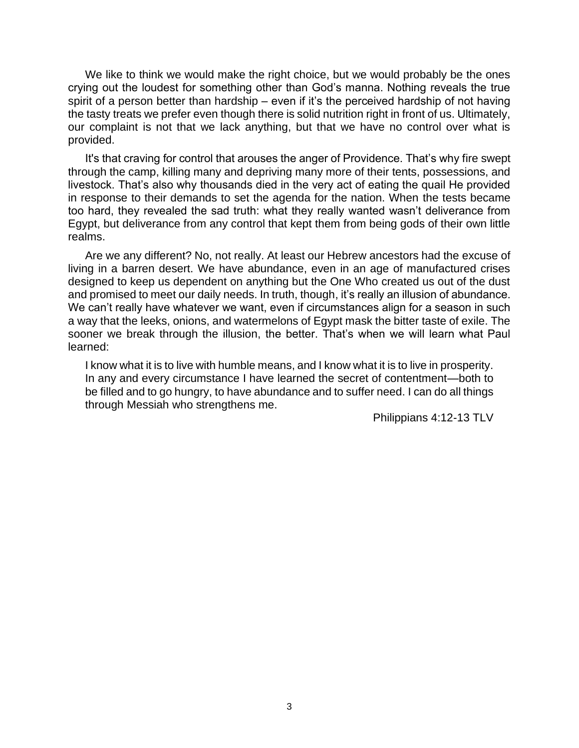We like to think we would make the right choice, but we would probably be the ones crying out the loudest for something other than God's manna. Nothing reveals the true spirit of a person better than hardship – even if it's the perceived hardship of not having the tasty treats we prefer even though there is solid nutrition right in front of us. Ultimately, our complaint is not that we lack anything, but that we have no control over what is provided.

It's that craving for control that arouses the anger of Providence. That's why fire swept through the camp, killing many and depriving many more of their tents, possessions, and livestock. That's also why thousands died in the very act of eating the quail He provided in response to their demands to set the agenda for the nation. When the tests became too hard, they revealed the sad truth: what they really wanted wasn't deliverance from Egypt, but deliverance from any control that kept them from being gods of their own little realms.

Are we any different? No, not really. At least our Hebrew ancestors had the excuse of living in a barren desert. We have abundance, even in an age of manufactured crises designed to keep us dependent on anything but the One Who created us out of the dust and promised to meet our daily needs. In truth, though, it's really an illusion of abundance. We can't really have whatever we want, even if circumstances align for a season in such a way that the leeks, onions, and watermelons of Egypt mask the bitter taste of exile. The sooner we break through the illusion, the better. That's when we will learn what Paul learned:

> I know what it is to live with humble means, and I know what it is to live in prosperity. In any and every circumstance I have learned the secret of contentment—both to be filled and to go hungry, to have abundance and to suffer need. I can do all things through Messiah who strengthens me.
>
> Philippians 4:12-13 TLV